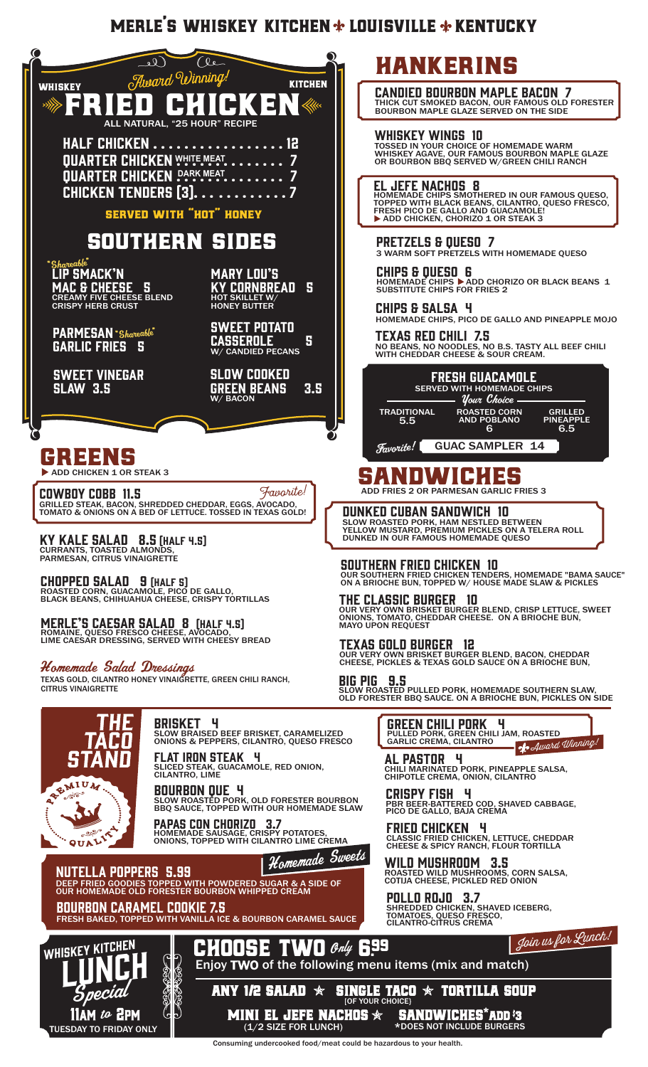# MERLE'S WHISKEY KITCHEN ✤ LOUISVILLE ✤ KENTUCKY

## WHISKEY KITCHEN *Award Winning!* FRIED CHICKEN

ALL NATURAL, "25 HOUR" RECIPE

- HALF CHICKEN . . . . . . . . . . . . . . . . 12
- QUARTER CHICKEN WHITE MEAT . . . . . . . . 7
- QUARTER CHICKEN DARK MEAT . . . . . . . . 7
- CHICKEN TENDERS (3). . . . . . . . . . . . 7

**SERVED WITH "HOT" HONEY**

## SOUTHERN SIDES

**"Shareable" LIP SMACK'N MAC & CHEESE 5**
CREAMY FIVE CHEESE BLEND CRISPY HERB CRUST

**MARY LOU'S KY CORNBREAD 5**
HOT SKILLET W/ HONEY BUTTER

**PARMESAN "Shareable" GARLIC FRIES 5**

**SWEET POTATO CASSEROLE 5**
W/ CANDIED PECANS

**SWEET VINEGAR SLAW 3.5**

**SLOW COOKED GREEN BEANS 3.5**
W/ BACON

## GREENS

▶ ADD CHICKEN 1 OR STEAK 3

**COWBOY COBB 11.5** *Favorite!*
GRILLED STEAK, BACON, SHREDDED CHEDDAR, EGGS, AVOCADO, TOMATO & ONIONS ON A BED OF LETTUCE. TOSSED IN TEXAS GOLD!

**KY KALE SALAD 8.5 (HALF 4.5)**
CURRANTS, TOASTED ALMONDS, PARMESAN, CITRUS VINAIGRETTE

**CHOPPED SALAD 9 (HALF 5)**
ROASTED CORN, GUACAMOLE, PICO DE GALLO, BLACK BEANS, CHIHUAHUA CHEESE, CRISPY TORTILLAS

**MERLE'S CAESAR SALAD 8 (HALF 4.5)**
ROMAINE, QUESO FRESCO CHEESE, AVOCADO, LIME CAESAR DRESSING, SERVED WITH CHEESY BREAD

### *Homemade Salad Dressings*

TEXAS GOLD, CILANTRO HONEY VINAIGRETTE, GREEN CHILI RANCH, CITRUS VINAIGRETTE

## HANKERINS

**CANDIED BOURBON MAPLE BACON 7**
THICK CUT SMOKED BACON, OUR FAMOUS OLD FORESTER BOURBON MAPLE GLAZE SERVED ON THE SIDE

**WHISKEY WINGS 10**
TOSSED IN YOUR CHOICE OF HOMEMADE WARM WHISKEY AGAVE, OUR FAMOUS BOURBON MAPLE GLAZE OR BOURBON BBQ SERVED W/GREEN CHILI RANCH

**EL JEFE NACHOS 8**
HOMEMADE CHIPS SMOTHERED IN OUR FAMOUS QUESO, TOPPED WITH BLACK BEANS, CILANTRO, QUESO FRESCO, FRESH PICO DE GALLO AND GUACAMOLE!
▶ ADD CHICKEN, CHORIZO 1 OR STEAK 3

**PRETZELS & QUESO 7**
3 WARM SOFT PRETZELS WITH HOMEMADE QUESO

**CHIPS & QUESO 6**
HOMEMADE CHIPS ▶ ADD CHORIZO OR BLACK BEANS 1
SUBSTITUTE CHIPS FOR FRIES 2

**CHIPS & SALSA 4**
HOMEMADE CHIPS, PICO DE GALLO AND PINEAPPLE MOJO

**TEXAS RED CHILI 7.5**
NO BEANS, NO NOODLES, NO B.S. TASTY ALL BEEF CHILI WITH CHEDDAR CHEESE & SOUR CREAM.

### FRESH GUACAMOLE

SERVED WITH HOMEMADE CHIPS

*Your Choice*

| TRADITIONAL | ROASTED CORN AND POBLANO | GRILLED PINEAPPLE |
|---|---|---|
| 5.5 | 6 | 6.5 |

*Favorite!* **GUAC SAMPLER 14**

## SANDWICHES

ADD FRIES 2 OR PARMESAN GARLIC FRIES 3

**DUNKED CUBAN SANDWICH 10**
SLOW ROASTED PORK, HAM NESTLED BETWEEN YELLOW MUSTARD, PREMIUM PICKLES ON A TELERA ROLL DUNKED IN OUR FAMOUS HOMEMADE QUESO

**SOUTHERN FRIED CHICKEN 10**
OUR SOUTHERN FRIED CHICKEN TENDERS, HOMEMADE "BAMA SAUCE" ON A BRIOCHE BUN, TOPPED W/ HOUSE MADE SLAW & PICKLES

**THE CLASSIC BURGER 10**
OUR VERY OWN BRISKET BURGER BLEND, CRISP LETTUCE, SWEET ONIONS, TOMATO, CHEDDAR CHEESE. ON A BRIOCHE BUN, MAYO UPON REQUEST

**TEXAS GOLD BURGER 12**
OUR VERY OWN BRISKET BURGER BLEND, BACON, CHEDDAR CHEESE, PICKLES & TEXAS GOLD SAUCE ON A BRIOCHE BUN,

**BIG PIG 9.5**
SLOW ROASTED PULLED PORK, HOMEMADE SOUTHERN SLAW, OLD FORESTER BBQ SAUCE. ON A BRIOCHE BUN, PICKLES ON SIDE

## THE TACO STAND

PREMIUM QUALITY

**BRISKET 4**
SLOW BRAISED BEEF BRISKET, CARAMELIZED ONIONS & PEPPERS, CILANTRO, QUESO FRESCO

**FLAT IRON STEAK 4**
SLICED STEAK, GUACAMOLE, RED ONION, CILANTRO, LIME

**BOURBON QUE 4**
SLOW ROASTED PORK, OLD FORESTER BOURBON BBQ SAUCE, TOPPED WITH OUR HOMEMADE SLAW

**PAPAS CON CHORIZO 3.7**
HOMEMADE SAUSAGE, CRISPY POTATOES, ONIONS, TOPPED WITH CILANTRO LIME CREMA

**GREEN CHILI PORK 4** *✤ Award Winning!*
PULLED PORK, GREEN CHILI JAM, ROASTED GARLIC CREMA, CILANTRO

**AL PASTOR 4**
CHILI MARINATED PORK, PINEAPPLE SALSA, CHIPOTLE CREMA, ONION, CILANTRO

**CRISPY FISH 4**
PBR BEER-BATTERED COD, SHAVED CABBAGE, PICO DE GALLO, BAJA CREMA

**FRIED CHICKEN 4**
CLASSIC FRIED CHICKEN, LETTUCE, CHEDDAR CHEESE & SPICY RANCH, FLOUR TORTILLA

**WILD MUSHROOM 3.5**
ROASTED WILD MUSHROOMS, CORN SALSA, COTIJA CHEESE, PICKLED RED ONION

**POLLO ROJO 3.7**
SHREDDED CHICKEN, SHAVED ICEBERG, TOMATOES, QUESO FRESCO, CILANTRO-CITRUS CREMA

## *Homemade Sweets*

**NUTELLA POPPERS 5.99**
DEEP FRIED GOODIES TOPPED WITH POWDERED SUGAR & A SIDE OF OUR HOMEMADE OLD FORESTER BOURBON WHIPPED CREAM

**BOURBON CARAMEL COOKIE 7.5**
FRESH BAKED, TOPPED WITH VANILLA ICE & BOURBON CARAMEL SAUCE

## WHISKEY KITCHEN LUNCH *Special*

11AM *to* 2PM
TUESDAY TO FRIDAY ONLY

*Join us for Lunch!*

### CHOOSE TWO *Only* 6.99

Enjoy **TWO** of the following menu items (mix and match)

ANY 1/2 SALAD ★ SINGLE TACO (OF YOUR CHOICE) ★ TORTILLA SOUP

MINI EL JEFE NACHOS (1/2 SIZE FOR LUNCH) ★ SANDWICHES* ADD $3
*DOES NOT INCLUDE BURGERS

Consuming undercooked food/meat could be hazardous to your health.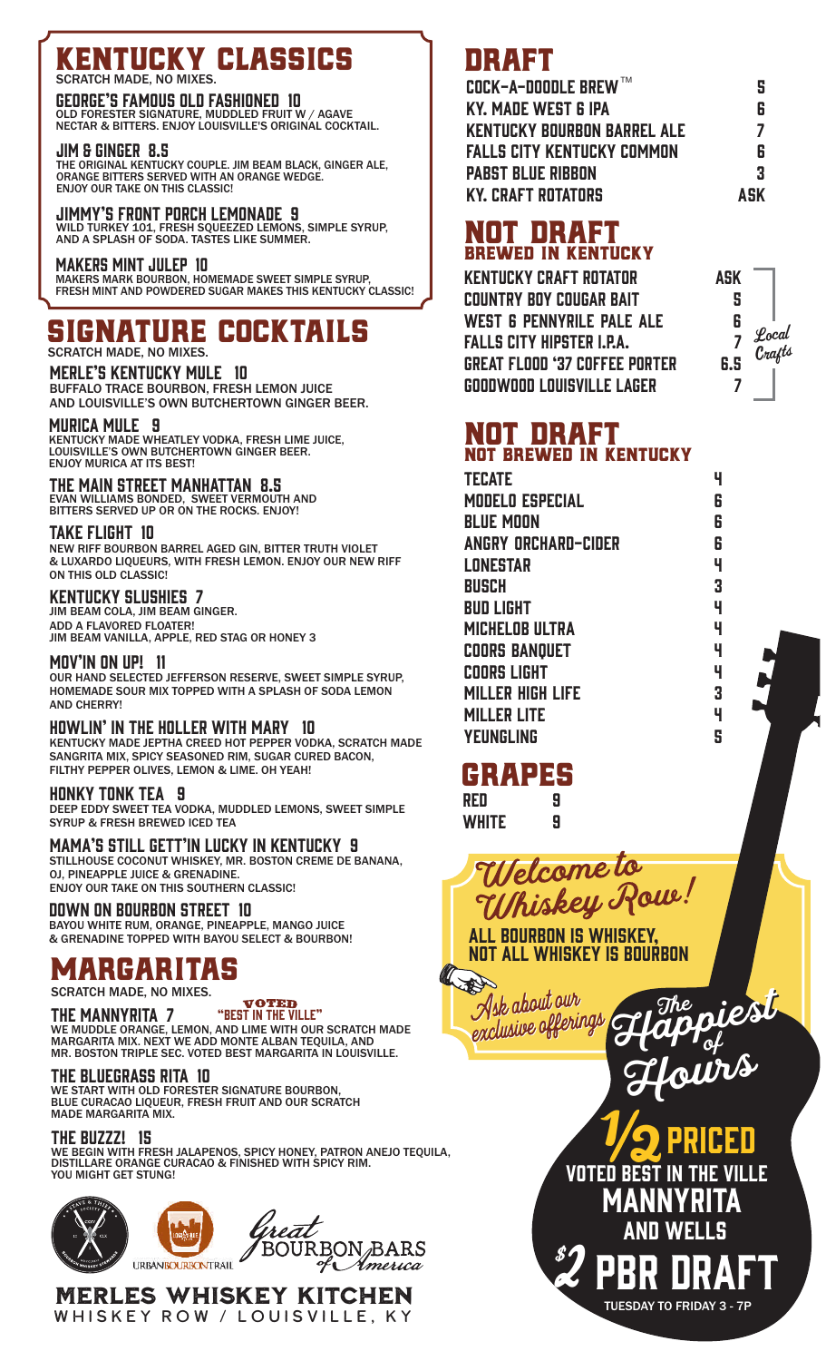# KENTUCKY CLASSICS

SCRATCH MADE, NO MIXES.

**GEORGE'S FAMOUS OLD FASHIONED 10**
OLD FORESTER SIGNATURE, MUDDLED FRUIT W / AGAVE NECTAR & BITTERS. ENJOY LOUISVILLE'S ORIGINAL COCKTAIL.

**JIM & GINGER 8.5**
THE ORIGINAL KENTUCKY COUPLE. JIM BEAM BLACK, GINGER ALE, ORANGE BITTERS SERVED WITH AN ORANGE WEDGE. ENJOY OUR TAKE ON THIS CLASSIC!

**JIMMY'S FRONT PORCH LEMONADE 9**
WILD TURKEY 101, FRESH SQUEEZED LEMONS, SIMPLE SYRUP, AND A SPLASH OF SODA. TASTES LIKE SUMMER.

**MAKERS MINT JULEP 10**
MAKERS MARK BOURBON, HOMEMADE SWEET SIMPLE SYRUP, FRESH MINT AND POWDERED SUGAR MAKES THIS KENTUCKY CLASSIC!

# SIGNATURE COCKTAILS

SCRATCH MADE, NO MIXES.

**MERLE'S KENTUCKY MULE 10**
BUFFALO TRACE BOURBON, FRESH LEMON JUICE AND LOUISVILLE'S OWN BUTCHERTOWN GINGER BEER.

**MURICA MULE 9**
KENTUCKY MADE WHEATLEY VODKA, FRESH LIME JUICE, LOUISVILLE'S OWN BUTCHERTOWN GINGER BEER. ENJOY MURICA AT ITS BEST!

**THE MAIN STREET MANHATTAN 8.5**
EVAN WILLIAMS BONDED, SWEET VERMOUTH AND BITTERS SERVED UP OR ON THE ROCKS. ENJOY!

**TAKE FLIGHT 10**
NEW RIFF BOURBON BARREL AGED GIN, BITTER TRUTH VIOLET & LUXARDO LIQUEURS, WITH FRESH LEMON. ENJOY OUR NEW RIFF ON THIS OLD CLASSIC!

**KENTUCKY SLUSHIES 7**
JIM BEAM COLA, JIM BEAM GINGER.
ADD A FLAVORED FLOATER!
JIM BEAM VANILLA, APPLE, RED STAG OR HONEY 3

**MOV'IN ON UP! 11**
OUR HAND SELECTED JEFFERSON RESERVE, SWEET SIMPLE SYRUP, HOMEMADE SOUR MIX TOPPED WITH A SPLASH OF SODA LEMON AND CHERRY!

**HOWLIN' IN THE HOLLER WITH MARY 10**
KENTUCKY MADE JEPTHA CREED HOT PEPPER VODKA, SCRATCH MADE SANGRITA MIX, SPICY SEASONED RIM, SUGAR CURED BACON, FILTHY PEPPER OLIVES, LEMON & LIME. OH YEAH!

**HONKY TONK TEA 9**
DEEP EDDY SWEET TEA VODKA, MUDDLED LEMONS, SWEET SIMPLE SYRUP & FRESH BREWED ICED TEA

**MAMA'S STILL GETT'IN LUCKY IN KENTUCKY 9**
STILLHOUSE COCONUT WHISKEY, MR. BOSTON CREME DE BANANA, OJ, PINEAPPLE JUICE & GRENADINE. ENJOY OUR TAKE ON THIS SOUTHERN CLASSIC!

**DOWN ON BOURBON STREET 10**
BAYOU WHITE RUM, ORANGE, PINEAPPLE, MANGO JUICE & GRENADINE TOPPED WITH BAYOU SELECT & BOURBON!

# MARGARITAS

SCRATCH MADE, NO MIXES.

**THE MANNYRITA 7** — VOTED "BEST IN THE VILLE"
WE MUDDLE ORANGE, LEMON, AND LIME WITH OUR SCRATCH MADE MARGARITA MIX. NEXT WE ADD MONTE ALBAN TEQUILA, AND MR. BOSTON TRIPLE SEC. VOTED BEST MARGARITA IN LOUISVILLE.

**THE BLUEGRASS RITA 10**
WE START WITH OLD FORESTER SIGNATURE BOURBON, BLUE CURACAO LIQUEUR, FRESH FRUIT AND OUR SCRATCH MADE MARGARITA MIX.

**THE BUZZZ! 15**
WE BEGIN WITH FRESH JALAPENOS, SPICY HONEY, PATRON ANEJO TEQUILA, DISTILLARE ORANGE CURACAO & FINISHED WITH SPICY RIM. YOU MIGHT GET STUNG!

URBAN BOURBON TRAIL

Great Bourbon Bars of America

**MERLES WHISKEY KITCHEN**
WHISKEY ROW / LOUISVILLE, KY

# DRAFT

| | |
|---|---|
| COCK-A-DOODLE BREW™ | 5 |
| KY. MADE WEST 6 IPA | 6 |
| KENTUCKY BOURBON BARREL ALE | 7 |
| FALLS CITY KENTUCKY COMMON | 6 |
| PABST BLUE RIBBON | 3 |
| KY. CRAFT ROTATORS | ASK |

# NOT DRAFT
## BREWED IN KENTUCKY

*Local Crafts*

| | |
|---|---|
| KENTUCKY CRAFT ROTATOR | ASK |
| COUNTRY BOY COUGAR BAIT | 5 |
| WEST 6 PENNYRILE PALE ALE | 6 |
| FALLS CITY HIPSTER I.P.A. | 7 |
| GREAT FLOOD '37 COFFEE PORTER | 6.5 |
| GOODWOOD LOUISVILLE LAGER | 7 |

# NOT DRAFT
## NOT BREWED IN KENTUCKY

| | |
|---|---|
| TECATE | 4 |
| MODELO ESPECIAL | 6 |
| BLUE MOON | 6 |
| ANGRY ORCHARD-CIDER | 6 |
| LONESTAR | 4 |
| BUSCH | 3 |
| BUD LIGHT | 4 |
| MICHELOB ULTRA | 4 |
| COORS BANQUET | 4 |
| COORS LIGHT | 4 |
| MILLER HIGH LIFE | 3 |
| MILLER LITE | 4 |
| YEUNGLING | 5 |

# GRAPES

| | |
|---|---|
| RED | 9 |
| WHITE | 9 |

*Welcome to Whiskey Row!*

ALL BOURBON IS WHISKEY, NOT ALL WHISKEY IS BOURBON

*Ask about our exclusive offerings*

*The Happiest of Hours*

**1/2 PRICED**
VOTED BEST IN THE VILLE
**MANNYRITA**
AND WELLS

**$2 PBR DRAFT**

TUESDAY TO FRIDAY 3 - 7P